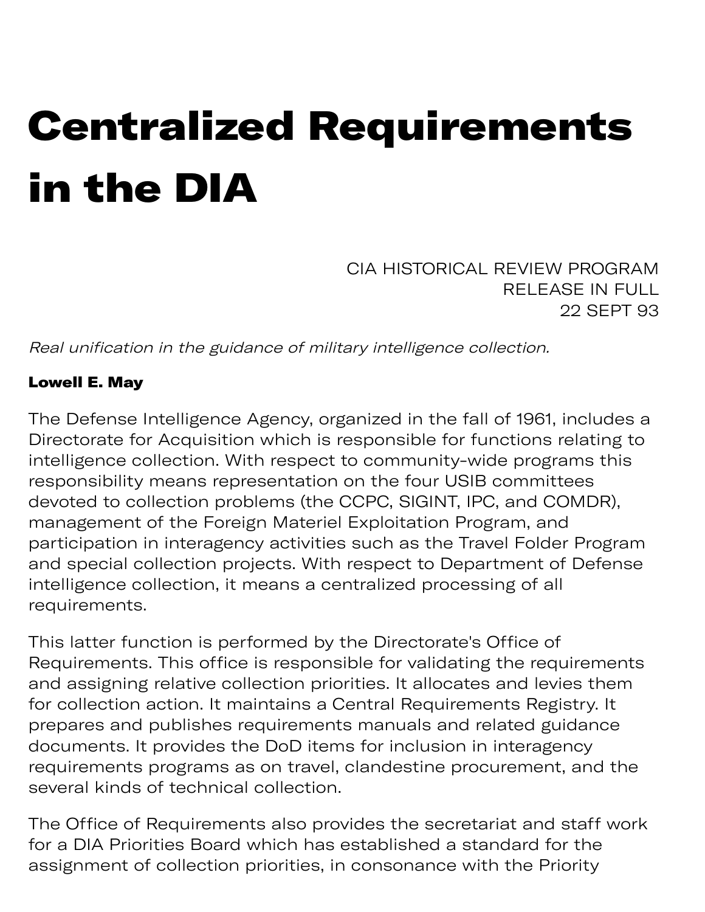# Centralized Requirements in the DIA

CIA HISTORICAL REVIEW PROGRAM
RELEASE IN FULL
22 SEPT 93

*Real unification in the guidance of military intelligence collection.*

**Lowell E. May**

The Defense Intelligence Agency, organized in the fall of 1961, includes a Directorate for Acquisition which is responsible for functions relating to intelligence collection. With respect to community-wide programs this responsibility means representation on the four USIB committees devoted to collection problems (the CCPC, SIGINT, IPC, and COMDR), management of the Foreign Materiel Exploitation Program, and participation in interagency activities such as the Travel Folder Program and special collection projects. With respect to Department of Defense intelligence collection, it means a centralized processing of all requirements.

This latter function is performed by the Directorate's Office of Requirements. This office is responsible for validating the requirements and assigning relative collection priorities. It allocates and levies them for collection action. It maintains a Central Requirements Registry. It prepares and publishes requirements manuals and related guidance documents. It provides the DoD items for inclusion in interagency requirements programs as on travel, clandestine procurement, and the several kinds of technical collection.

The Office of Requirements also provides the secretariat and staff work for a DIA Priorities Board which has established a standard for the assignment of collection priorities, in consonance with the Priority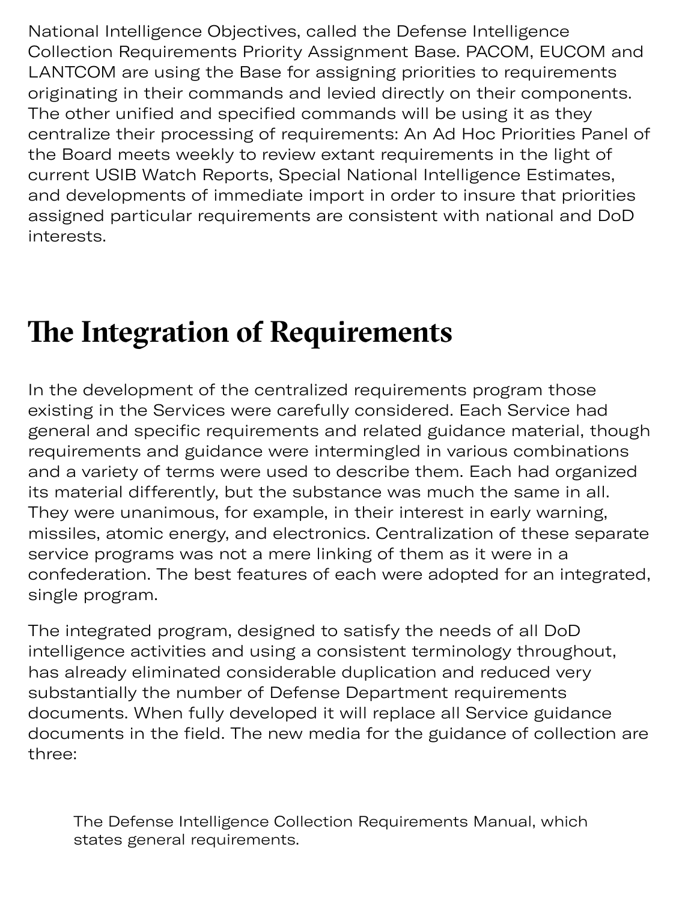National Intelligence Objectives, called the Defense Intelligence Collection Requirements Priority Assignment Base. PACOM, EUCOM and LANTCOM are using the Base for assigning priorities to requirements originating in their commands and levied directly on their components. The other unified and specified commands will be using it as they centralize their processing of requirements: An Ad Hoc Priorities Panel of the Board meets weekly to review extant requirements in the light of current USIB Watch Reports, Special National Intelligence Estimates, and developments of immediate import in order to insure that priorities assigned particular requirements are consistent with national and DoD interests.

## The Integration of Requirements

In the development of the centralized requirements program those existing in the Services were carefully considered. Each Service had general and specific requirements and related guidance material, though requirements and guidance were intermingled in various combinations and a variety of terms were used to describe them. Each had organized its material differently, but the substance was much the same in all. They were unanimous, for example, in their interest in early warning, missiles, atomic energy, and electronics. Centralization of these separate service programs was not a mere linking of them as it were in a confederation. The best features of each were adopted for an integrated, single program.

The integrated program, designed to satisfy the needs of all DoD intelligence activities and using a consistent terminology throughout, has already eliminated considerable duplication and reduced very substantially the number of Defense Department requirements documents. When fully developed it will replace all Service guidance documents in the field. The new media for the guidance of collection are three:

> The Defense Intelligence Collection Requirements Manual, which states general requirements.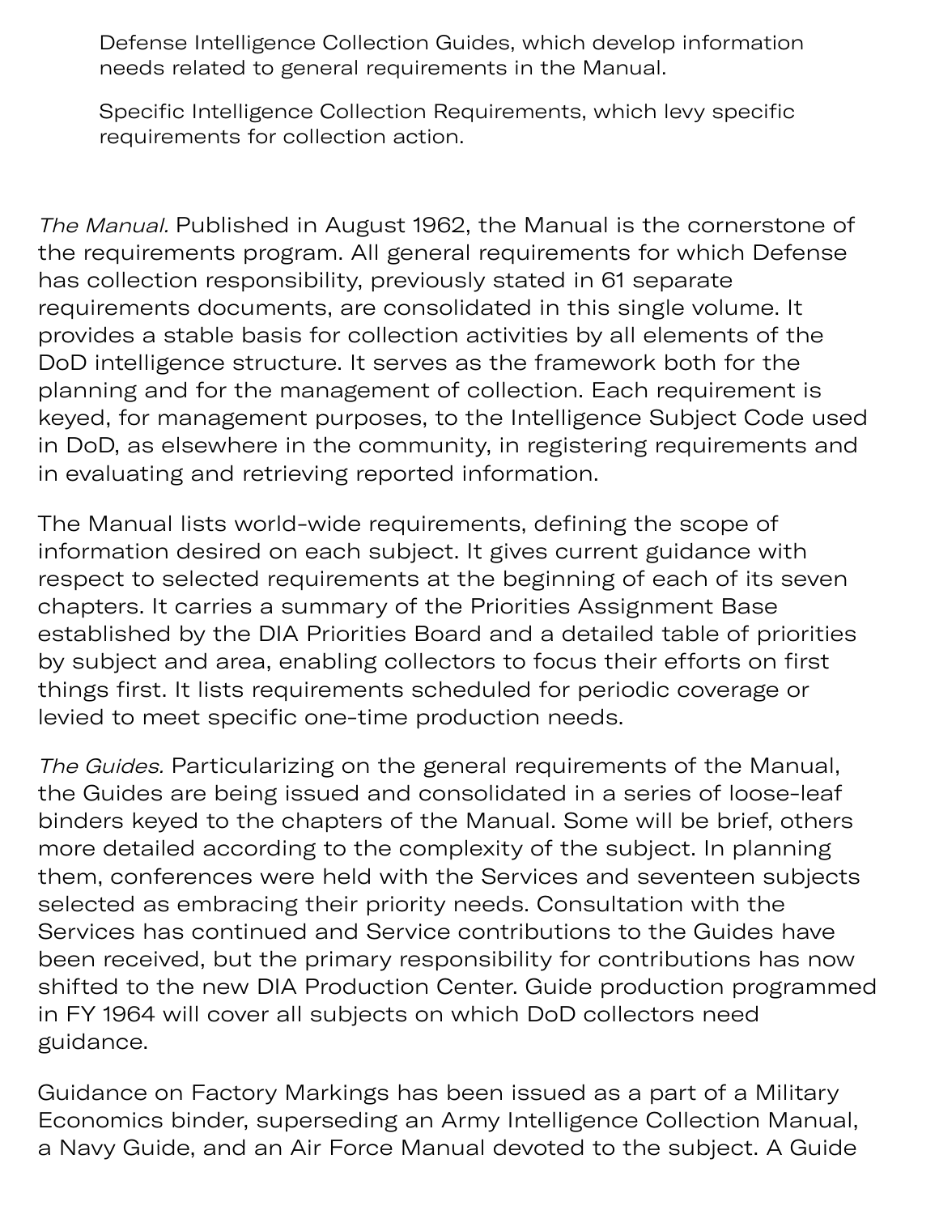Defense Intelligence Collection Guides, which develop information needs related to general requirements in the Manual.

Specific Intelligence Collection Requirements, which levy specific requirements for collection action.

*The Manual.* Published in August 1962, the Manual is the cornerstone of the requirements program. All general requirements for which Defense has collection responsibility, previously stated in 61 separate requirements documents, are consolidated in this single volume. It provides a stable basis for collection activities by all elements of the DoD intelligence structure. It serves as the framework both for the planning and for the management of collection. Each requirement is keyed, for management purposes, to the Intelligence Subject Code used in DoD, as elsewhere in the community, in registering requirements and in evaluating and retrieving reported information.

The Manual lists world-wide requirements, defining the scope of information desired on each subject. It gives current guidance with respect to selected requirements at the beginning of each of its seven chapters. It carries a summary of the Priorities Assignment Base established by the DIA Priorities Board and a detailed table of priorities by subject and area, enabling collectors to focus their efforts on first things first. It lists requirements scheduled for periodic coverage or levied to meet specific one-time production needs.

*The Guides.* Particularizing on the general requirements of the Manual, the Guides are being issued and consolidated in a series of loose-leaf binders keyed to the chapters of the Manual. Some will be brief, others more detailed according to the complexity of the subject. In planning them, conferences were held with the Services and seventeen subjects selected as embracing their priority needs. Consultation with the Services has continued and Service contributions to the Guides have been received, but the primary responsibility for contributions has now shifted to the new DIA Production Center. Guide production programmed in FY 1964 will cover all subjects on which DoD collectors need guidance.

Guidance on Factory Markings has been issued as a part of a Military Economics binder, superseding an Army Intelligence Collection Manual, a Navy Guide, and an Air Force Manual devoted to the subject. A Guide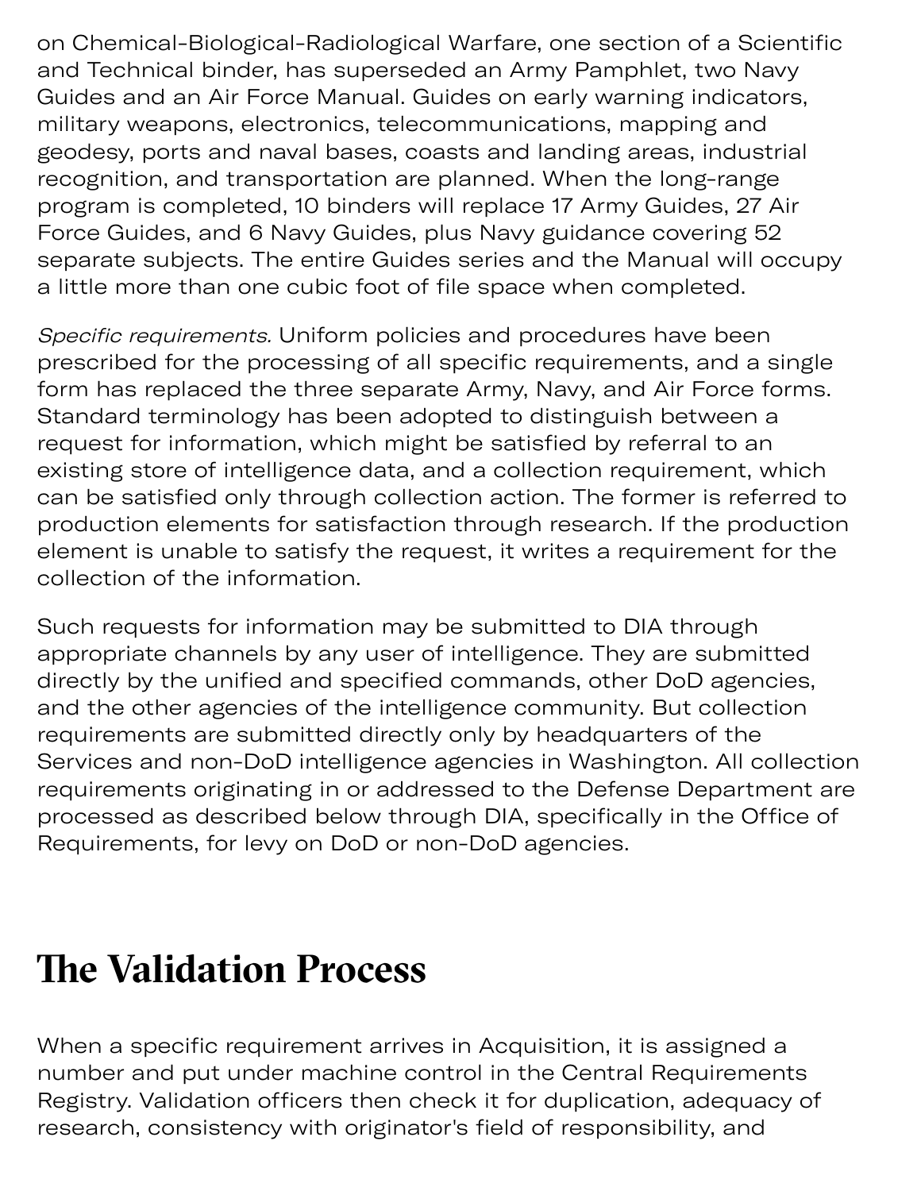on Chemical-Biological-Radiological Warfare, one section of a Scientific and Technical binder, has superseded an Army Pamphlet, two Navy Guides and an Air Force Manual. Guides on early warning indicators, military weapons, electronics, telecommunications, mapping and geodesy, ports and naval bases, coasts and landing areas, industrial recognition, and transportation are planned. When the long-range program is completed, 10 binders will replace 17 Army Guides, 27 Air Force Guides, and 6 Navy Guides, plus Navy guidance covering 52 separate subjects. The entire Guides series and the Manual will occupy a little more than one cubic foot of file space when completed.

*Specific requirements.* Uniform policies and procedures have been prescribed for the processing of all specific requirements, and a single form has replaced the three separate Army, Navy, and Air Force forms. Standard terminology has been adopted to distinguish between a request for information, which might be satisfied by referral to an existing store of intelligence data, and a collection requirement, which can be satisfied only through collection action. The former is referred to production elements for satisfaction through research. If the production element is unable to satisfy the request, it writes a requirement for the collection of the information.

Such requests for information may be submitted to DIA through appropriate channels by any user of intelligence. They are submitted directly by the unified and specified commands, other DoD agencies, and the other agencies of the intelligence community. But collection requirements are submitted directly only by headquarters of the Services and non-DoD intelligence agencies in Washington. All collection requirements originating in or addressed to the Defense Department are processed as described below through DIA, specifically in the Office of Requirements, for levy on DoD or non-DoD agencies.

## The Validation Process

When a specific requirement arrives in Acquisition, it is assigned a number and put under machine control in the Central Requirements Registry. Validation officers then check it for duplication, adequacy of research, consistency with originator's field of responsibility, and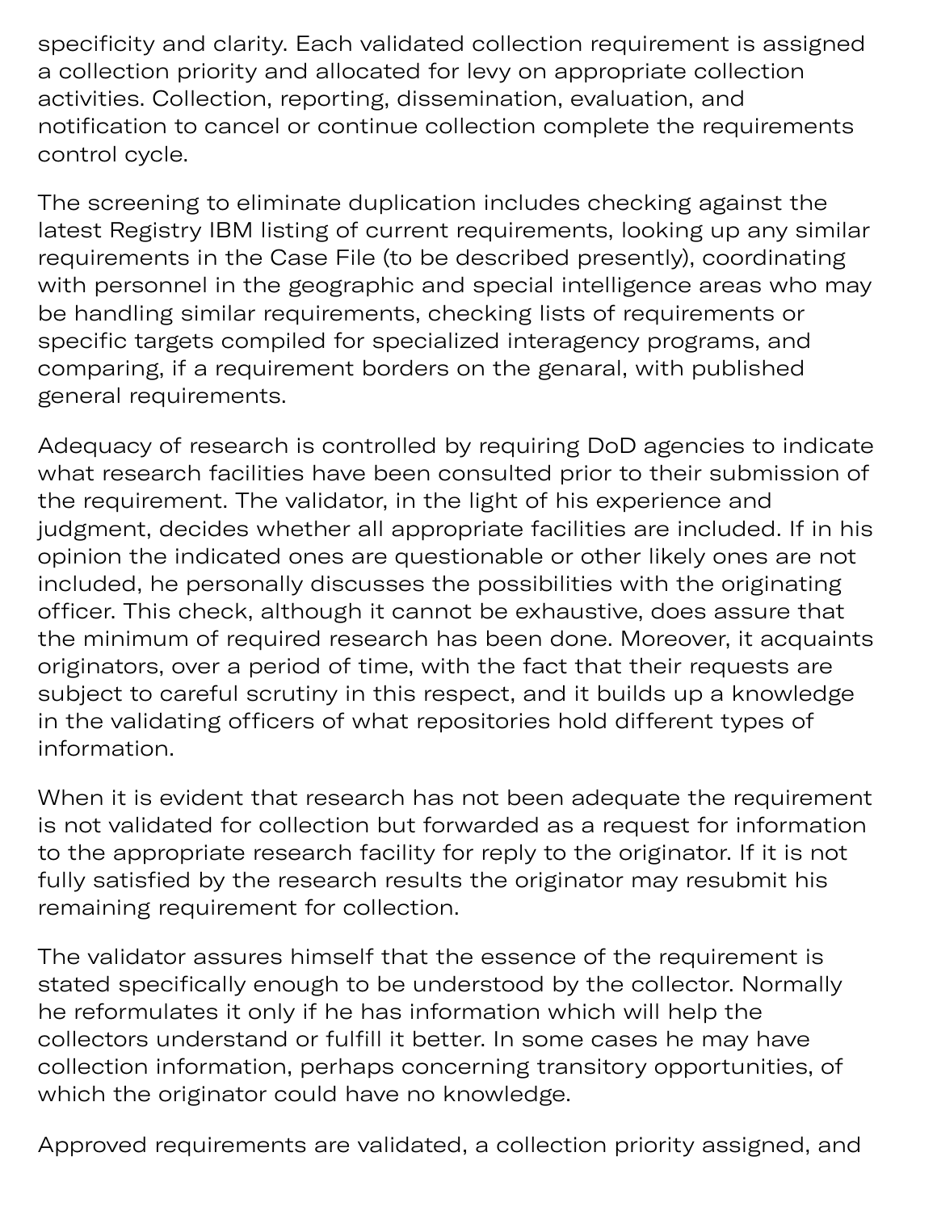specificity and clarity. Each validated collection requirement is assigned a collection priority and allocated for levy on appropriate collection activities. Collection, reporting, dissemination, evaluation, and notification to cancel or continue collection complete the requirements control cycle.

The screening to eliminate duplication includes checking against the latest Registry IBM listing of current requirements, looking up any similar requirements in the Case File (to be described presently), coordinating with personnel in the geographic and special intelligence areas who may be handling similar requirements, checking lists of requirements or specific targets compiled for specialized interagency programs, and comparing, if a requirement borders on the genaral, with published general requirements.

Adequacy of research is controlled by requiring DoD agencies to indicate what research facilities have been consulted prior to their submission of the requirement. The validator, in the light of his experience and judgment, decides whether all appropriate facilities are included. If in his opinion the indicated ones are questionable or other likely ones are not included, he personally discusses the possibilities with the originating officer. This check, although it cannot be exhaustive, does assure that the minimum of required research has been done. Moreover, it acquaints originators, over a period of time, with the fact that their requests are subject to careful scrutiny in this respect, and it builds up a knowledge in the validating officers of what repositories hold different types of information.

When it is evident that research has not been adequate the requirement is not validated for collection but forwarded as a request for information to the appropriate research facility for reply to the originator. If it is not fully satisfied by the research results the originator may resubmit his remaining requirement for collection.

The validator assures himself that the essence of the requirement is stated specifically enough to be understood by the collector. Normally he reformulates it only if he has information which will help the collectors understand or fulfill it better. In some cases he may have collection information, perhaps concerning transitory opportunities, of which the originator could have no knowledge.

Approved requirements are validated, a collection priority assigned, and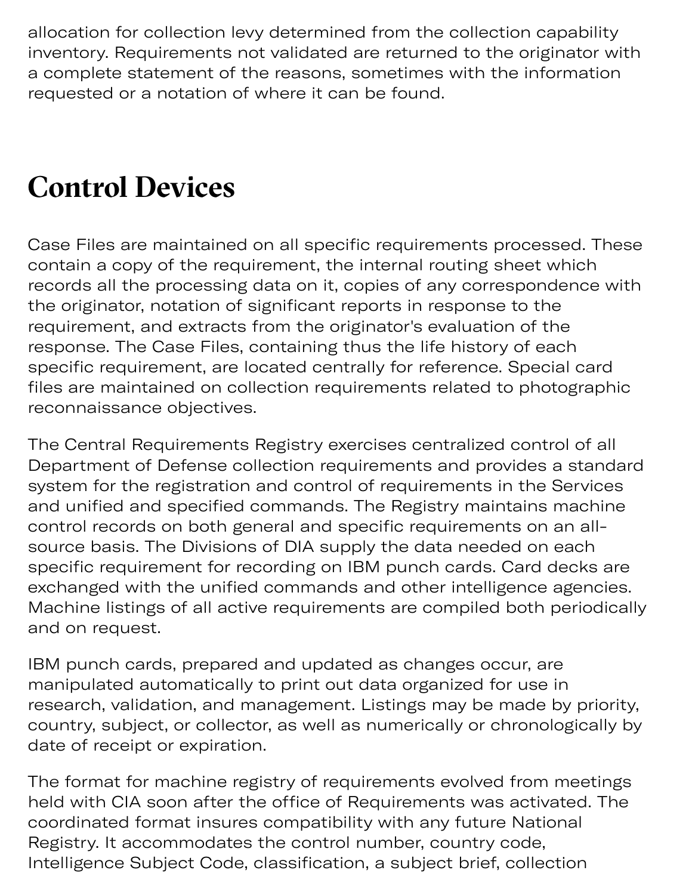allocation for collection levy determined from the collection capability inventory. Requirements not validated are returned to the originator with a complete statement of the reasons, sometimes with the information requested or a notation of where it can be found.

## Control Devices

Case Files are maintained on all specific requirements processed. These contain a copy of the requirement, the internal routing sheet which records all the processing data on it, copies of any correspondence with the originator, notation of significant reports in response to the requirement, and extracts from the originator's evaluation of the response. The Case Files, containing thus the life history of each specific requirement, are located centrally for reference. Special card files are maintained on collection requirements related to photographic reconnaissance objectives.

The Central Requirements Registry exercises centralized control of all Department of Defense collection requirements and provides a standard system for the registration and control of requirements in the Services and unified and specified commands. The Registry maintains machine control records on both general and specific requirements on an all-source basis. The Divisions of DIA supply the data needed on each specific requirement for recording on IBM punch cards. Card decks are exchanged with the unified commands and other intelligence agencies. Machine listings of all active requirements are compiled both periodically and on request.

IBM punch cards, prepared and updated as changes occur, are manipulated automatically to print out data organized for use in research, validation, and management. Listings may be made by priority, country, subject, or collector, as well as numerically or chronologically by date of receipt or expiration.

The format for machine registry of requirements evolved from meetings held with CIA soon after the office of Requirements was activated. The coordinated format insures compatibility with any future National Registry. It accommodates the control number, country code, Intelligence Subject Code, classification, a subject brief, collection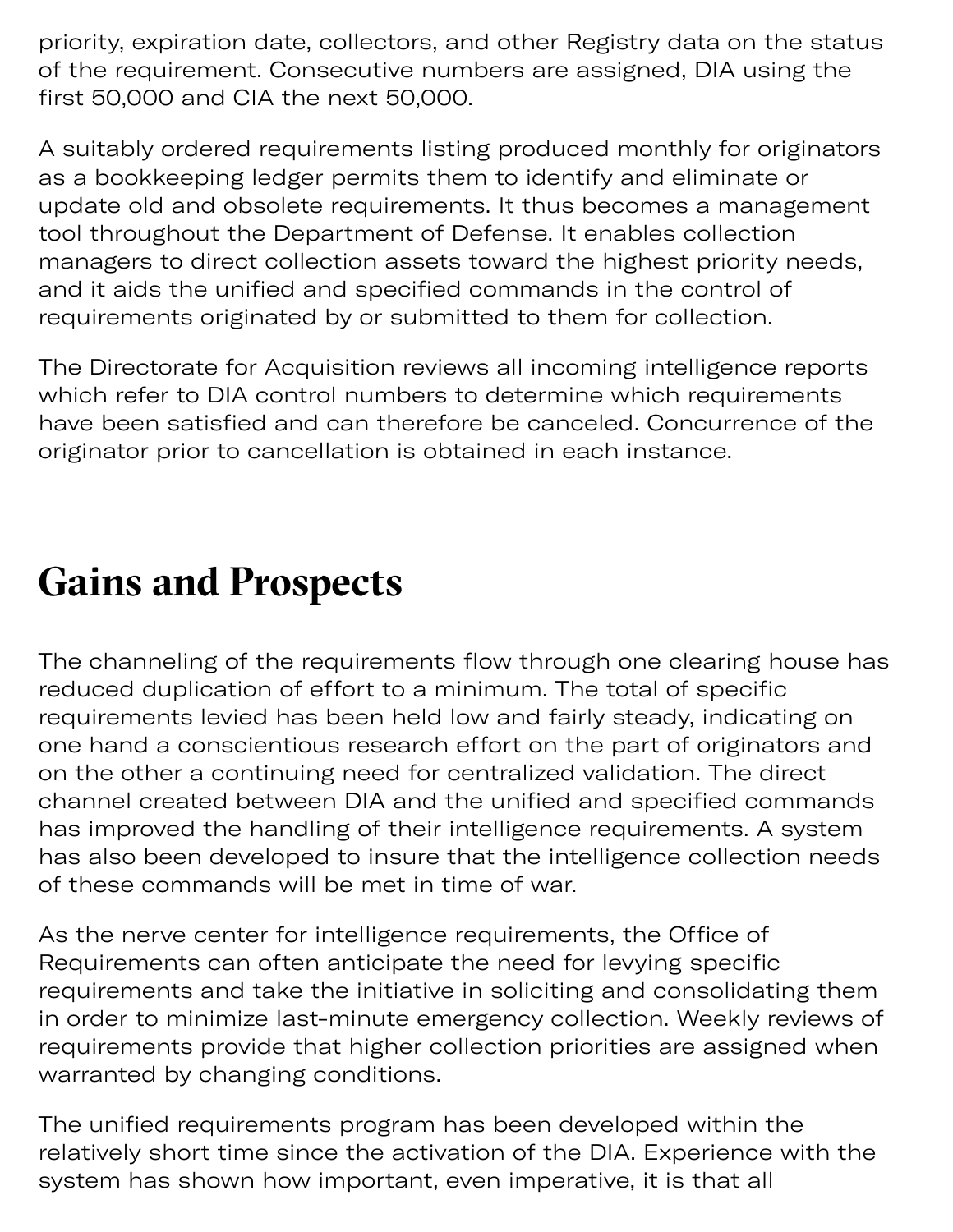priority, expiration date, collectors, and other Registry data on the status of the requirement. Consecutive numbers are assigned, DIA using the first 50,000 and CIA the next 50,000.

A suitably ordered requirements listing produced monthly for originators as a bookkeeping ledger permits them to identify and eliminate or update old and obsolete requirements. It thus becomes a management tool throughout the Department of Defense. It enables collection managers to direct collection assets toward the highest priority needs, and it aids the unified and specified commands in the control of requirements originated by or submitted to them for collection.

The Directorate for Acquisition reviews all incoming intelligence reports which refer to DIA control numbers to determine which requirements have been satisfied and can therefore be canceled. Concurrence of the originator prior to cancellation is obtained in each instance.

## Gains and Prospects

The channeling of the requirements flow through one clearing house has reduced duplication of effort to a minimum. The total of specific requirements levied has been held low and fairly steady, indicating on one hand a conscientious research effort on the part of originators and on the other a continuing need for centralized validation. The direct channel created between DIA and the unified and specified commands has improved the handling of their intelligence requirements. A system has also been developed to insure that the intelligence collection needs of these commands will be met in time of war.

As the nerve center for intelligence requirements, the Office of Requirements can often anticipate the need for levying specific requirements and take the initiative in soliciting and consolidating them in order to minimize last-minute emergency collection. Weekly reviews of requirements provide that higher collection priorities are assigned when warranted by changing conditions.

The unified requirements program has been developed within the relatively short time since the activation of the DIA. Experience with the system has shown how important, even imperative, it is that all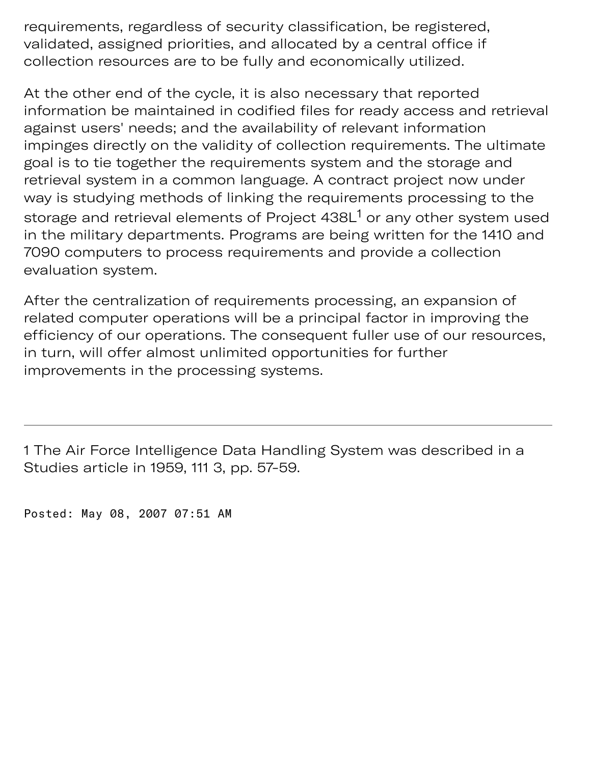requirements, regardless of security classification, be registered, validated, assigned priorities, and allocated by a central office if collection resources are to be fully and economically utilized.

At the other end of the cycle, it is also necessary that reported information be maintained in codified files for ready access and retrieval against users' needs; and the availability of relevant information impinges directly on the validity of collection requirements. The ultimate goal is to tie together the requirements system and the storage and retrieval system in a common language. A contract project now under way is studying methods of linking the requirements processing to the storage and retrieval elements of Project 438L[1] or any other system used in the military departments. Programs are being written for the 1410 and 7090 computers to process requirements and provide a collection evaluation system.

After the centralization of requirements processing, an expansion of related computer operations will be a principal factor in improving the efficiency of our operations. The consequent fuller use of our resources, in turn, will offer almost unlimited opportunities for further improvements in the processing systems.

---

1 The Air Force Intelligence Data Handling System was described in a Studies article in 1959, 111 3, pp. 57-59.

Posted: May 08, 2007 07:51 AM